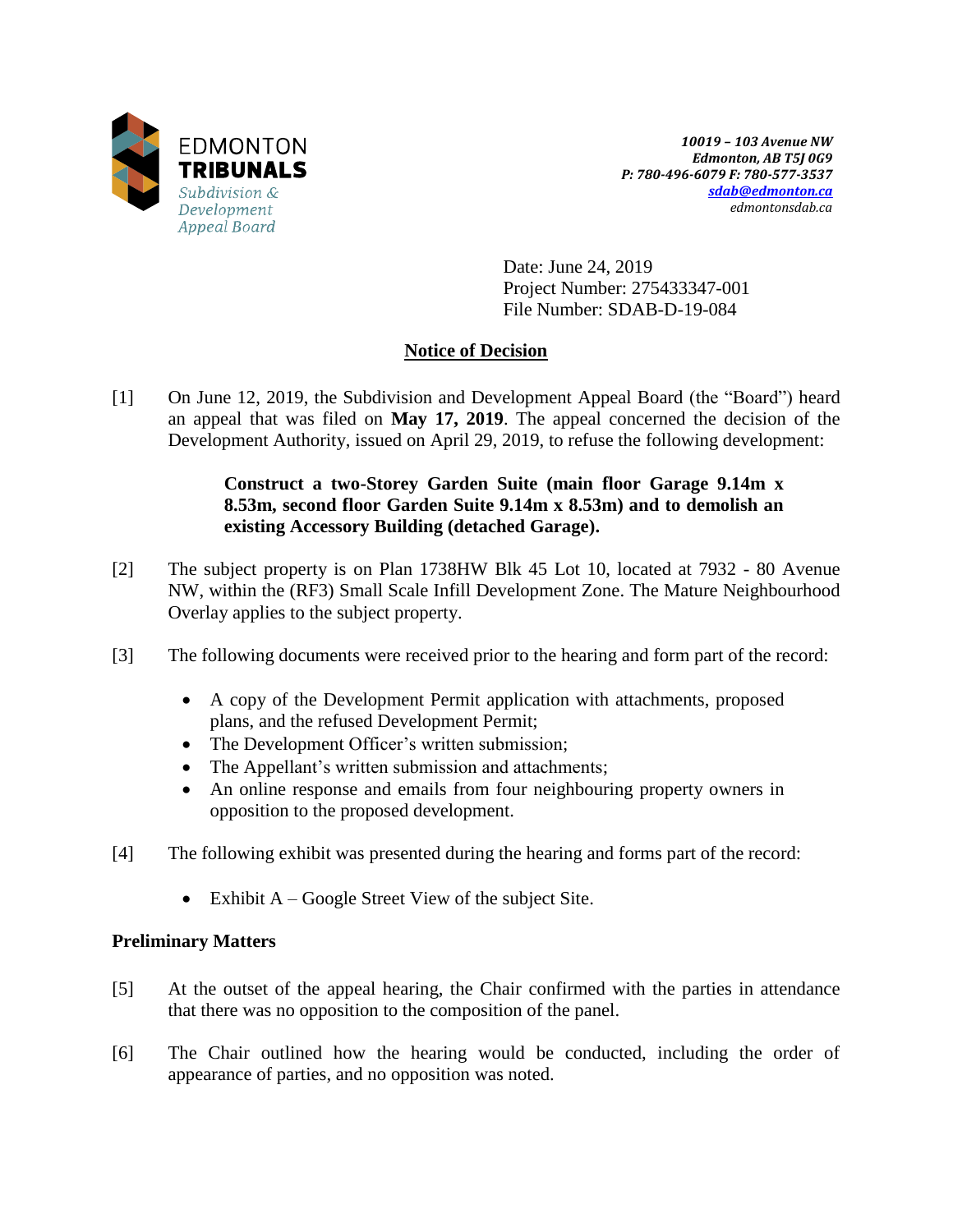EDMONTON **TRIBUNALS**
*Subdivision & Development Appeal Board*

***10019 – 103 Avenue NW***
***Edmonton, AB T5J 0G9***
***P: 780-496-6079 F: 780-577-3537***
***sdab@edmonton.ca***
*edmontonsdab.ca*

Date: June 24, 2019
Project Number: 275433347-001
File Number: SDAB-D-19-084

## Notice of Decision

[1] On June 12, 2019, the Subdivision and Development Appeal Board (the "Board") heard an appeal that was filed on **May 17, 2019**. The appeal concerned the decision of the Development Authority, issued on April 29, 2019, to refuse the following development:

> **Construct a two-Storey Garden Suite (main floor Garage 9.14m x 8.53m, second floor Garden Suite 9.14m x 8.53m) and to demolish an existing Accessory Building (detached Garage).**

[2] The subject property is on Plan 1738HW Blk 45 Lot 10, located at 7932 - 80 Avenue NW, within the (RF3) Small Scale Infill Development Zone. The Mature Neighbourhood Overlay applies to the subject property.

[3] The following documents were received prior to the hearing and form part of the record:

- A copy of the Development Permit application with attachments, proposed plans, and the refused Development Permit;
- The Development Officer's written submission;
- The Appellant's written submission and attachments;
- An online response and emails from four neighbouring property owners in opposition to the proposed development.

[4] The following exhibit was presented during the hearing and forms part of the record:

- Exhibit A – Google Street View of the subject Site.

### Preliminary Matters

[5] At the outset of the appeal hearing, the Chair confirmed with the parties in attendance that there was no opposition to the composition of the panel.

[6] The Chair outlined how the hearing would be conducted, including the order of appearance of parties, and no opposition was noted.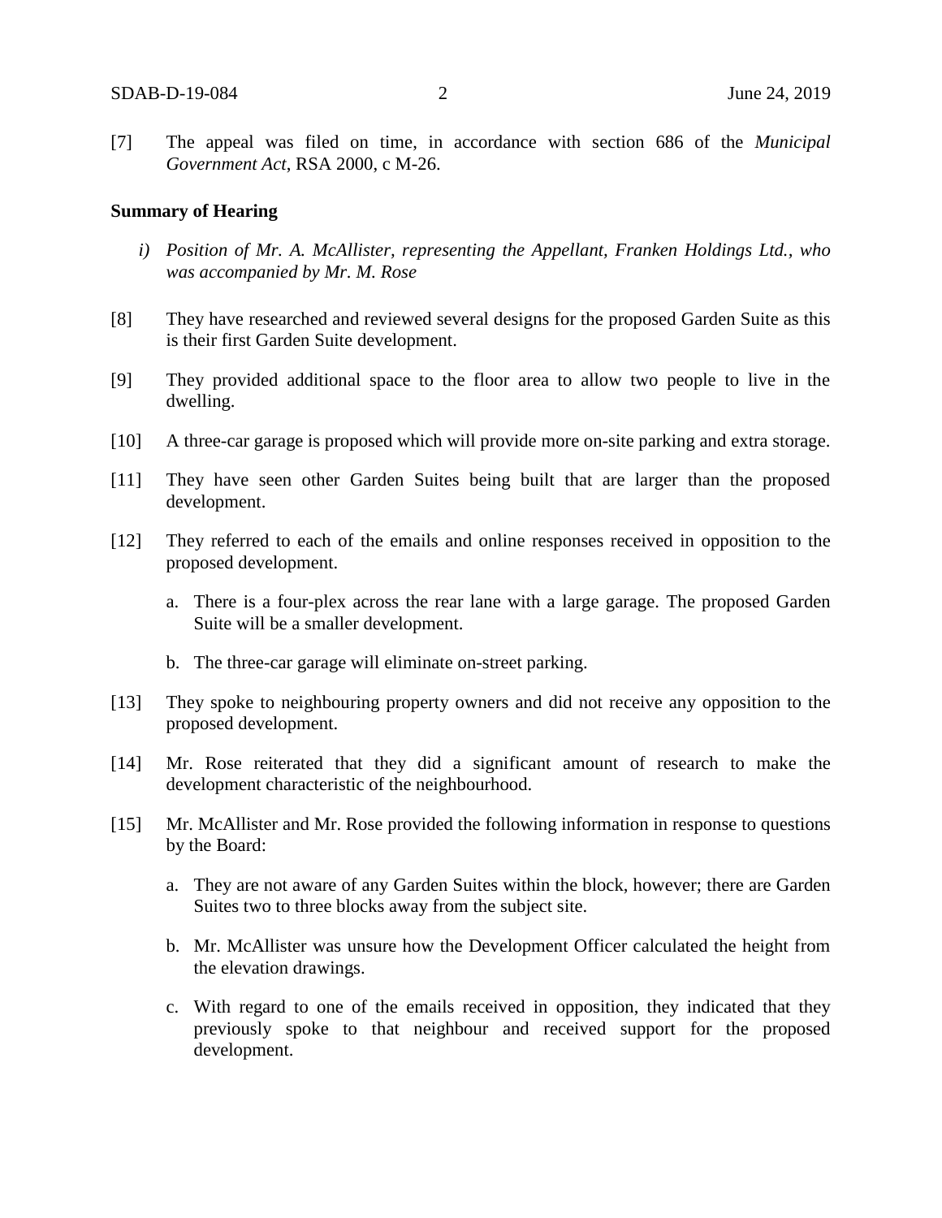[7] The appeal was filed on time, in accordance with section 686 of the *Municipal Government Act*, RSA 2000, c M-26.

**Summary of Hearing**

*i) Position of Mr. A. McAllister, representing the Appellant, Franken Holdings Ltd., who was accompanied by Mr. M. Rose*

[8] They have researched and reviewed several designs for the proposed Garden Suite as this is their first Garden Suite development.

[9] They provided additional space to the floor area to allow two people to live in the dwelling.

[10] A three-car garage is proposed which will provide more on-site parking and extra storage.

[11] They have seen other Garden Suites being built that are larger than the proposed development.

[12] They referred to each of the emails and online responses received in opposition to the proposed development.

a. There is a four-plex across the rear lane with a large garage. The proposed Garden Suite will be a smaller development.

b. The three-car garage will eliminate on-street parking.

[13] They spoke to neighbouring property owners and did not receive any opposition to the proposed development.

[14] Mr. Rose reiterated that they did a significant amount of research to make the development characteristic of the neighbourhood.

[15] Mr. McAllister and Mr. Rose provided the following information in response to questions by the Board:

a. They are not aware of any Garden Suites within the block, however; there are Garden Suites two to three blocks away from the subject site.

b. Mr. McAllister was unsure how the Development Officer calculated the height from the elevation drawings.

c. With regard to one of the emails received in opposition, they indicated that they previously spoke to that neighbour and received support for the proposed development.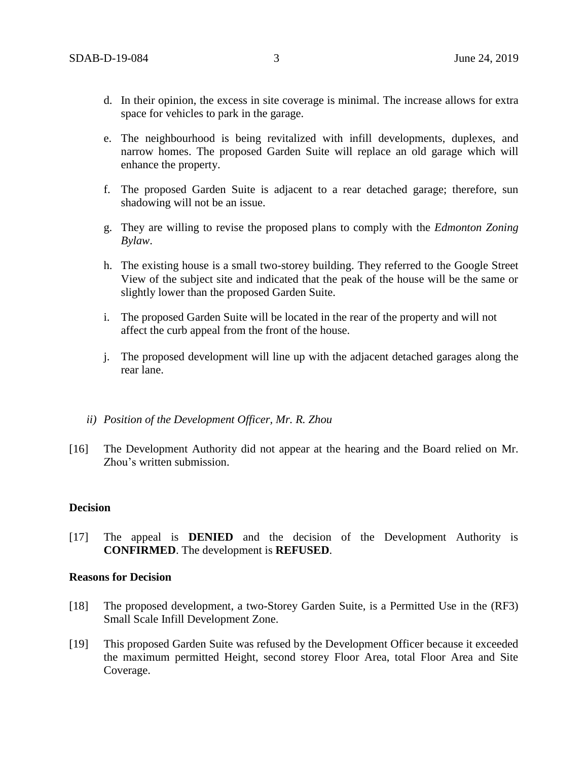d. In their opinion, the excess in site coverage is minimal. The increase allows for extra space for vehicles to park in the garage.

e. The neighbourhood is being revitalized with infill developments, duplexes, and narrow homes. The proposed Garden Suite will replace an old garage which will enhance the property.

f. The proposed Garden Suite is adjacent to a rear detached garage; therefore, sun shadowing will not be an issue.

g. They are willing to revise the proposed plans to comply with the *Edmonton Zoning Bylaw*.

h. The existing house is a small two-storey building. They referred to the Google Street View of the subject site and indicated that the peak of the house will be the same or slightly lower than the proposed Garden Suite.

i. The proposed Garden Suite will be located in the rear of the property and will not affect the curb appeal from the front of the house.

j. The proposed development will line up with the adjacent detached garages along the rear lane.

*ii) Position of the Development Officer, Mr. R. Zhou*

[16] The Development Authority did not appear at the hearing and the Board relied on Mr. Zhou's written submission.

**Decision**

[17] The appeal is **DENIED** and the decision of the Development Authority is **CONFIRMED**. The development is **REFUSED**.

**Reasons for Decision**

[18] The proposed development, a two-Storey Garden Suite, is a Permitted Use in the (RF3) Small Scale Infill Development Zone.

[19] This proposed Garden Suite was refused by the Development Officer because it exceeded the maximum permitted Height, second storey Floor Area, total Floor Area and Site Coverage.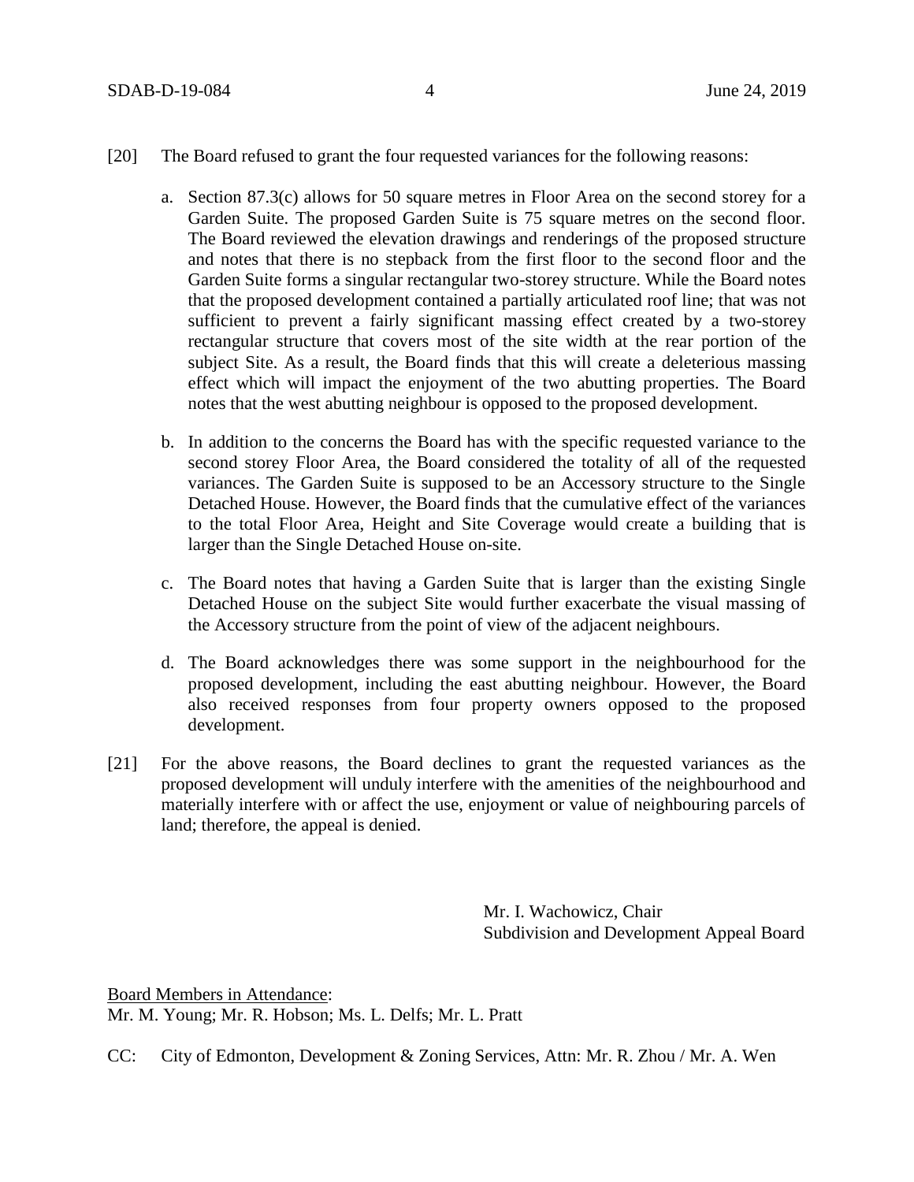[20] The Board refused to grant the four requested variances for the following reasons:

a. Section 87.3(c) allows for 50 square metres in Floor Area on the second storey for a Garden Suite. The proposed Garden Suite is 75 square metres on the second floor. The Board reviewed the elevation drawings and renderings of the proposed structure and notes that there is no stepback from the first floor to the second floor and the Garden Suite forms a singular rectangular two-storey structure. While the Board notes that the proposed development contained a partially articulated roof line; that was not sufficient to prevent a fairly significant massing effect created by a two-storey rectangular structure that covers most of the site width at the rear portion of the subject Site. As a result, the Board finds that this will create a deleterious massing effect which will impact the enjoyment of the two abutting properties. The Board notes that the west abutting neighbour is opposed to the proposed development.

b. In addition to the concerns the Board has with the specific requested variance to the second storey Floor Area, the Board considered the totality of all of the requested variances. The Garden Suite is supposed to be an Accessory structure to the Single Detached House. However, the Board finds that the cumulative effect of the variances to the total Floor Area, Height and Site Coverage would create a building that is larger than the Single Detached House on-site.

c. The Board notes that having a Garden Suite that is larger than the existing Single Detached House on the subject Site would further exacerbate the visual massing of the Accessory structure from the point of view of the adjacent neighbours.

d. The Board acknowledges there was some support in the neighbourhood for the proposed development, including the east abutting neighbour. However, the Board also received responses from four property owners opposed to the proposed development.

[21] For the above reasons, the Board declines to grant the requested variances as the proposed development will unduly interfere with the amenities of the neighbourhood and materially interfere with or affect the use, enjoyment or value of neighbouring parcels of land; therefore, the appeal is denied.

Mr. I. Wachowicz, Chair
Subdivision and Development Appeal Board

Board Members in Attendance:
Mr. M. Young; Mr. R. Hobson; Ms. L. Delfs; Mr. L. Pratt

CC: City of Edmonton, Development & Zoning Services, Attn: Mr. R. Zhou / Mr. A. Wen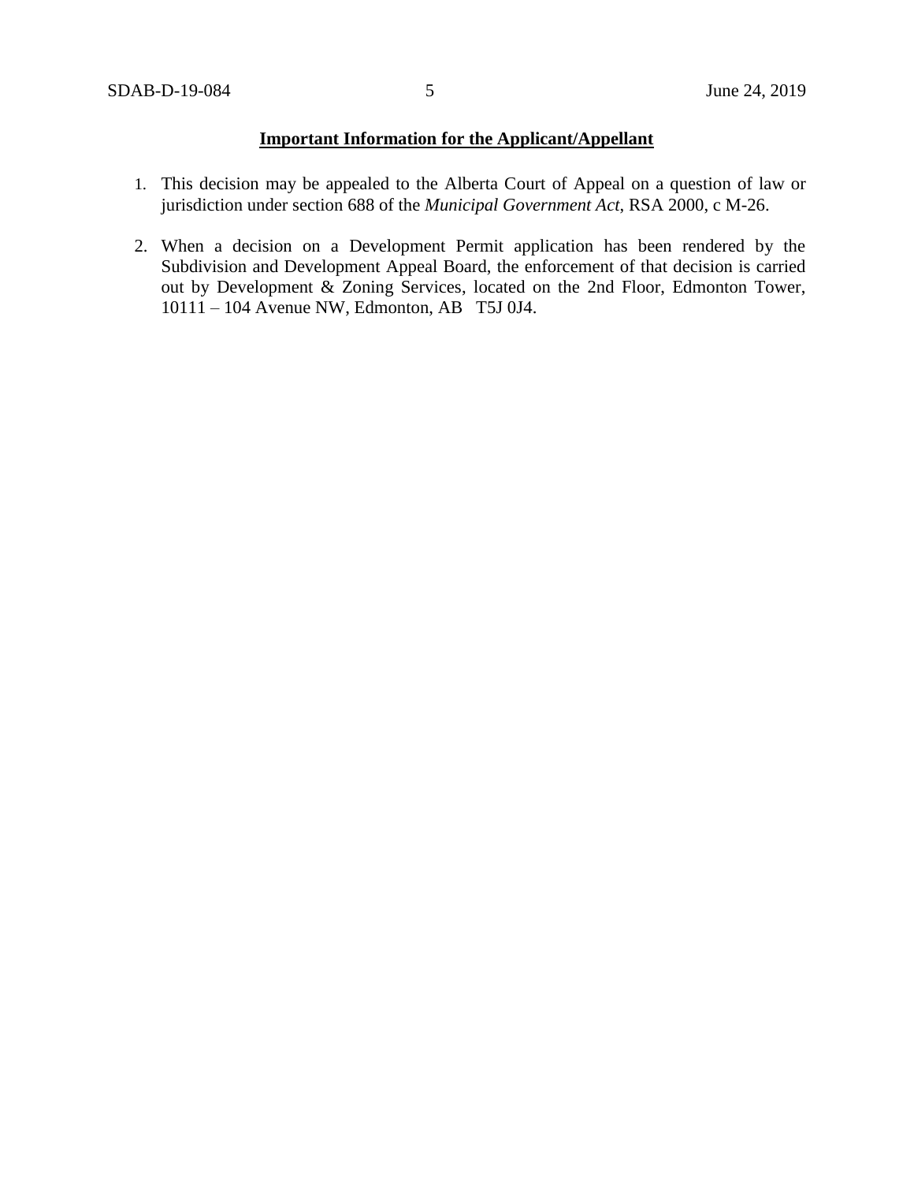**Important Information for the Applicant/Appellant**

1. This decision may be appealed to the Alberta Court of Appeal on a question of law or jurisdiction under section 688 of the *Municipal Government Act*, RSA 2000, c M-26.

2. When a decision on a Development Permit application has been rendered by the Subdivision and Development Appeal Board, the enforcement of that decision is carried out by Development & Zoning Services, located on the 2nd Floor, Edmonton Tower, 10111 – 104 Avenue NW, Edmonton, AB T5J 0J4.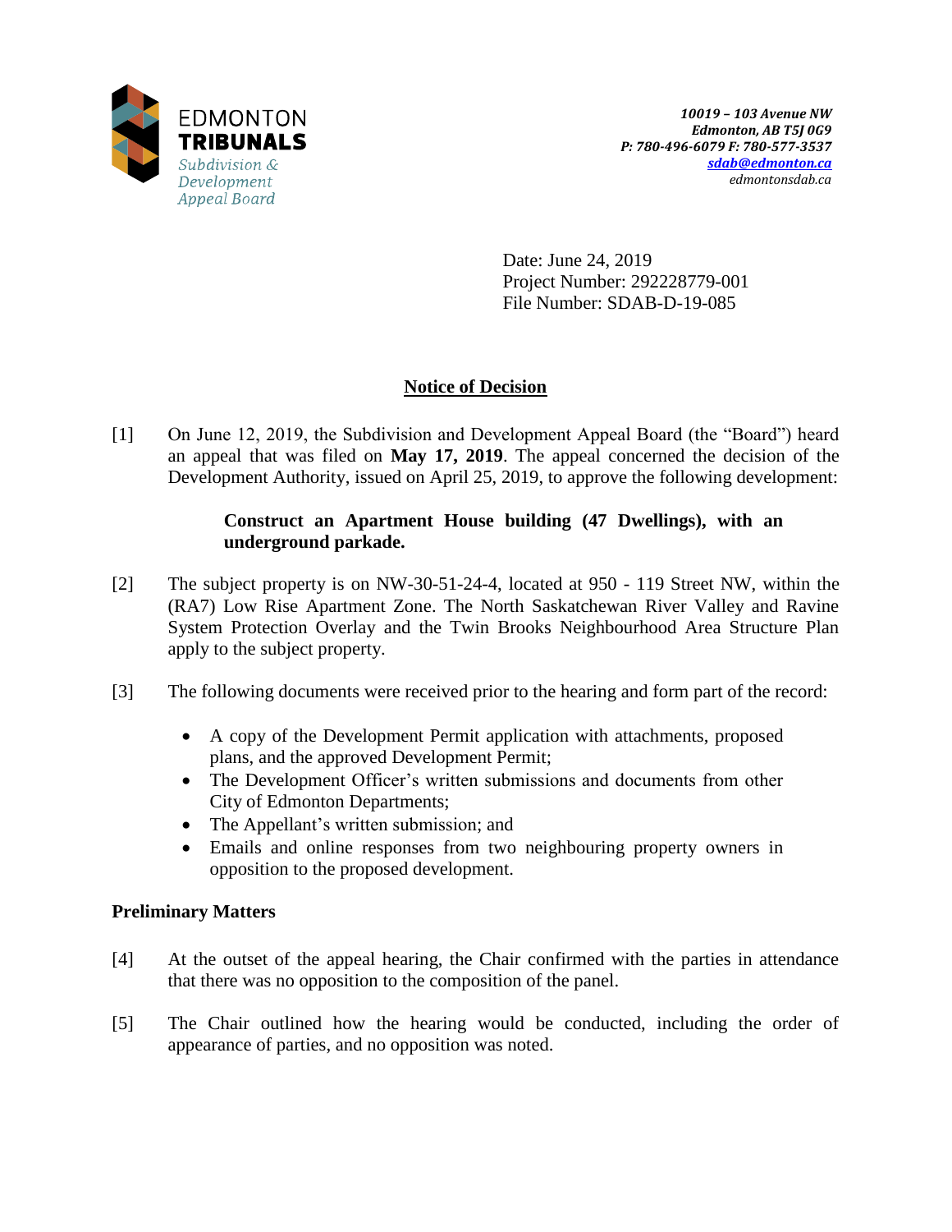10019 – 103 Avenue NW
Edmonton, AB T5J 0G9
P: 780-496-6079 F: 780-577-3537
sdab@edmonton.ca
edmontonsdab.ca

Date: June 24, 2019
Project Number: 292228779-001
File Number: SDAB-D-19-085

## Notice of Decision

[1] On June 12, 2019, the Subdivision and Development Appeal Board (the "Board") heard an appeal that was filed on **May 17, 2019**. The appeal concerned the decision of the Development Authority, issued on April 25, 2019, to approve the following development:

> **Construct an Apartment House building (47 Dwellings), with an underground parkade.**

[2] The subject property is on NW-30-51-24-4, located at 950 - 119 Street NW, within the (RA7) Low Rise Apartment Zone. The North Saskatchewan River Valley and Ravine System Protection Overlay and the Twin Brooks Neighbourhood Area Structure Plan apply to the subject property.

[3] The following documents were received prior to the hearing and form part of the record:

- A copy of the Development Permit application with attachments, proposed plans, and the approved Development Permit;
- The Development Officer's written submissions and documents from other City of Edmonton Departments;
- The Appellant's written submission; and
- Emails and online responses from two neighbouring property owners in opposition to the proposed development.

### Preliminary Matters

[4] At the outset of the appeal hearing, the Chair confirmed with the parties in attendance that there was no opposition to the composition of the panel.

[5] The Chair outlined how the hearing would be conducted, including the order of appearance of parties, and no opposition was noted.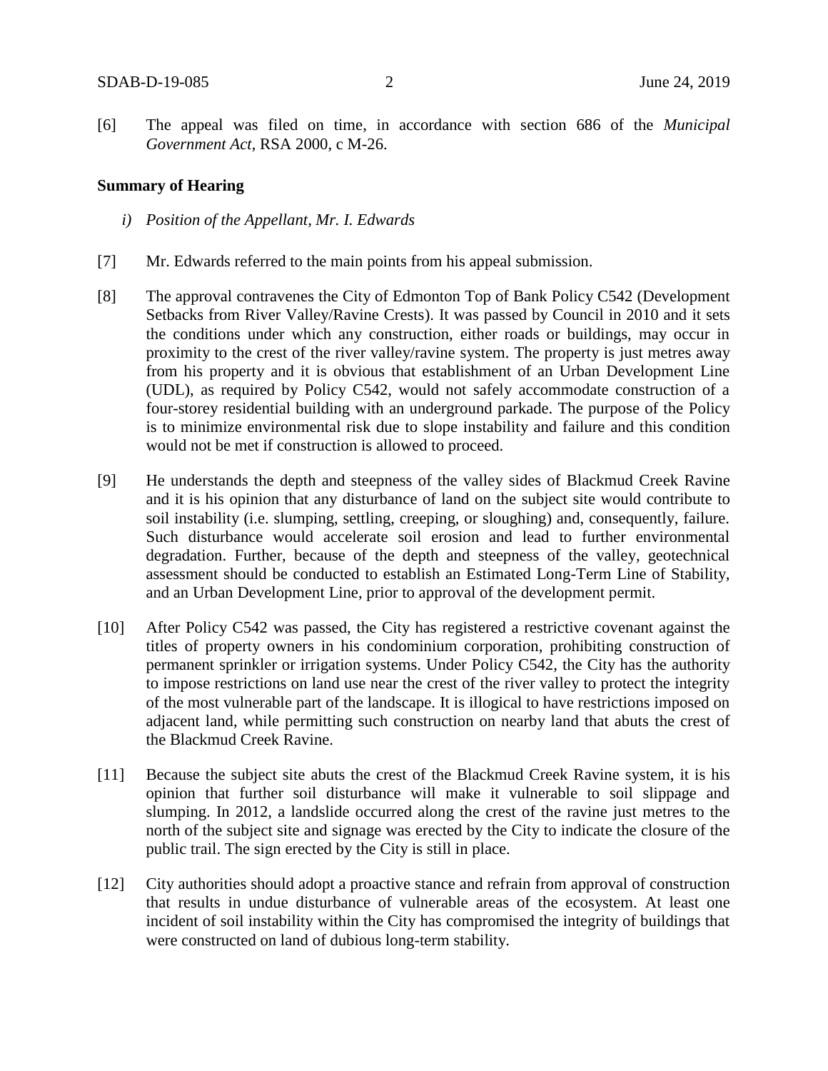[6] The appeal was filed on time, in accordance with section 686 of the *Municipal Government Act*, RSA 2000, c M-26.

**Summary of Hearing**

*i) Position of the Appellant, Mr. I. Edwards*

[7] Mr. Edwards referred to the main points from his appeal submission.

[8] The approval contravenes the City of Edmonton Top of Bank Policy C542 (Development Setbacks from River Valley/Ravine Crests). It was passed by Council in 2010 and it sets the conditions under which any construction, either roads or buildings, may occur in proximity to the crest of the river valley/ravine system. The property is just metres away from his property and it is obvious that establishment of an Urban Development Line (UDL), as required by Policy C542, would not safely accommodate construction of a four-storey residential building with an underground parkade. The purpose of the Policy is to minimize environmental risk due to slope instability and failure and this condition would not be met if construction is allowed to proceed.

[9] He understands the depth and steepness of the valley sides of Blackmud Creek Ravine and it is his opinion that any disturbance of land on the subject site would contribute to soil instability (i.e. slumping, settling, creeping, or sloughing) and, consequently, failure. Such disturbance would accelerate soil erosion and lead to further environmental degradation. Further, because of the depth and steepness of the valley, geotechnical assessment should be conducted to establish an Estimated Long-Term Line of Stability, and an Urban Development Line, prior to approval of the development permit.

[10] After Policy C542 was passed, the City has registered a restrictive covenant against the titles of property owners in his condominium corporation, prohibiting construction of permanent sprinkler or irrigation systems. Under Policy C542, the City has the authority to impose restrictions on land use near the crest of the river valley to protect the integrity of the most vulnerable part of the landscape. It is illogical to have restrictions imposed on adjacent land, while permitting such construction on nearby land that abuts the crest of the Blackmud Creek Ravine.

[11] Because the subject site abuts the crest of the Blackmud Creek Ravine system, it is his opinion that further soil disturbance will make it vulnerable to soil slippage and slumping. In 2012, a landslide occurred along the crest of the ravine just metres to the north of the subject site and signage was erected by the City to indicate the closure of the public trail. The sign erected by the City is still in place.

[12] City authorities should adopt a proactive stance and refrain from approval of construction that results in undue disturbance of vulnerable areas of the ecosystem. At least one incident of soil instability within the City has compromised the integrity of buildings that were constructed on land of dubious long-term stability.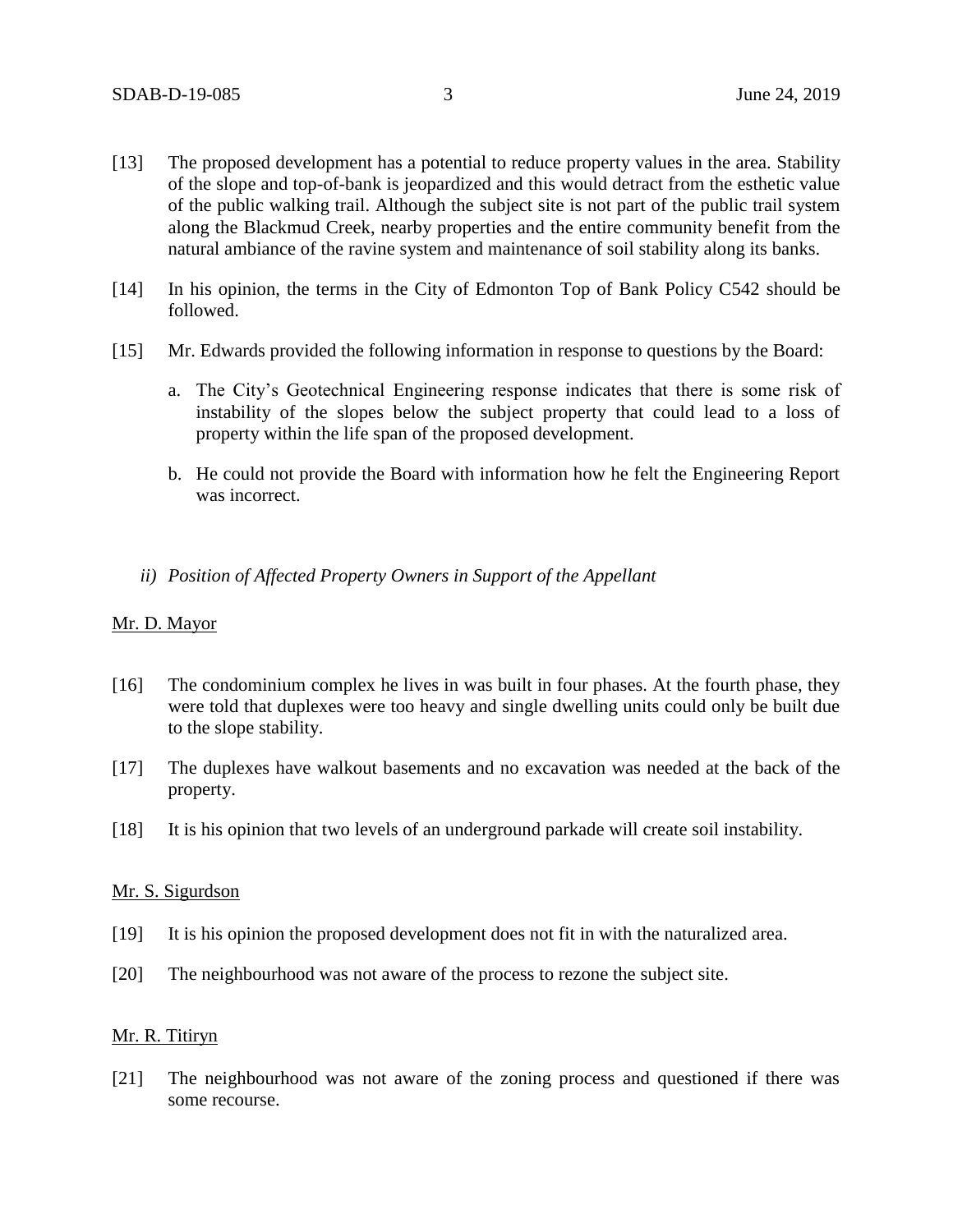[13] The proposed development has a potential to reduce property values in the area. Stability of the slope and top-of-bank is jeopardized and this would detract from the esthetic value of the public walking trail. Although the subject site is not part of the public trail system along the Blackmud Creek, nearby properties and the entire community benefit from the natural ambiance of the ravine system and maintenance of soil stability along its banks.

[14] In his opinion, the terms in the City of Edmonton Top of Bank Policy C542 should be followed.

[15] Mr. Edwards provided the following information in response to questions by the Board:

a. The City's Geotechnical Engineering response indicates that there is some risk of instability of the slopes below the subject property that could lead to a loss of property within the life span of the proposed development.

b. He could not provide the Board with information how he felt the Engineering Report was incorrect.

*ii) Position of Affected Property Owners in Support of the Appellant*

Mr. D. Mayor

[16] The condominium complex he lives in was built in four phases. At the fourth phase, they were told that duplexes were too heavy and single dwelling units could only be built due to the slope stability.

[17] The duplexes have walkout basements and no excavation was needed at the back of the property.

[18] It is his opinion that two levels of an underground parkade will create soil instability.

Mr. S. Sigurdson

[19] It is his opinion the proposed development does not fit in with the naturalized area.

[20] The neighbourhood was not aware of the process to rezone the subject site.

Mr. R. Titiryn

[21] The neighbourhood was not aware of the zoning process and questioned if there was some recourse.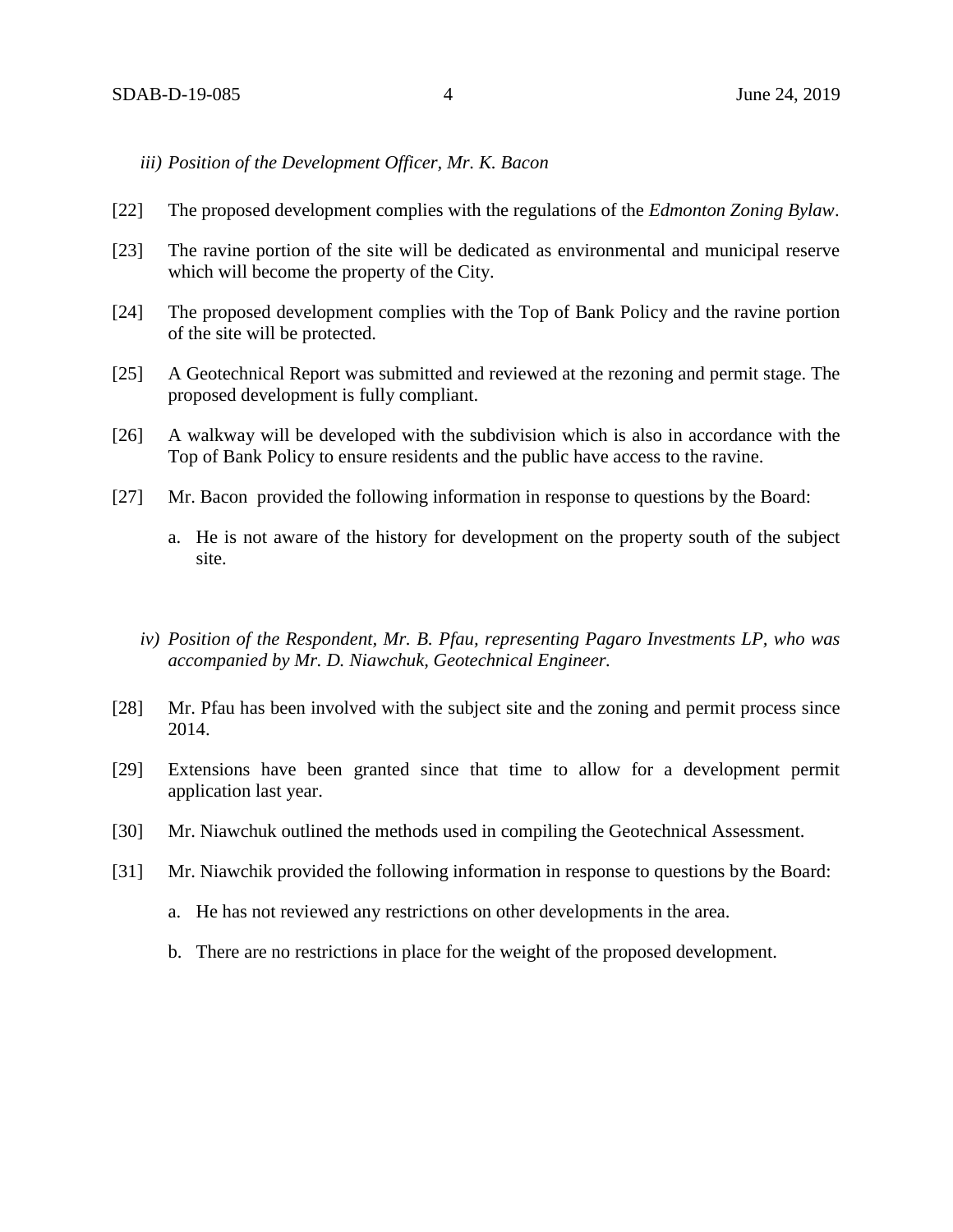*iii) Position of the Development Officer, Mr. K. Bacon*

[22] The proposed development complies with the regulations of the *Edmonton Zoning Bylaw*.

[23] The ravine portion of the site will be dedicated as environmental and municipal reserve which will become the property of the City.

[24] The proposed development complies with the Top of Bank Policy and the ravine portion of the site will be protected.

[25] A Geotechnical Report was submitted and reviewed at the rezoning and permit stage. The proposed development is fully compliant.

[26] A walkway will be developed with the subdivision which is also in accordance with the Top of Bank Policy to ensure residents and the public have access to the ravine.

[27] Mr. Bacon provided the following information in response to questions by the Board:

a. He is not aware of the history for development on the property south of the subject site.

*iv) Position of the Respondent, Mr. B. Pfau, representing Pagaro Investments LP, who was accompanied by Mr. D. Niawchuk, Geotechnical Engineer.*

[28] Mr. Pfau has been involved with the subject site and the zoning and permit process since 2014.

[29] Extensions have been granted since that time to allow for a development permit application last year.

[30] Mr. Niawchuk outlined the methods used in compiling the Geotechnical Assessment.

[31] Mr. Niawchik provided the following information in response to questions by the Board:

a. He has not reviewed any restrictions on other developments in the area.

b. There are no restrictions in place for the weight of the proposed development.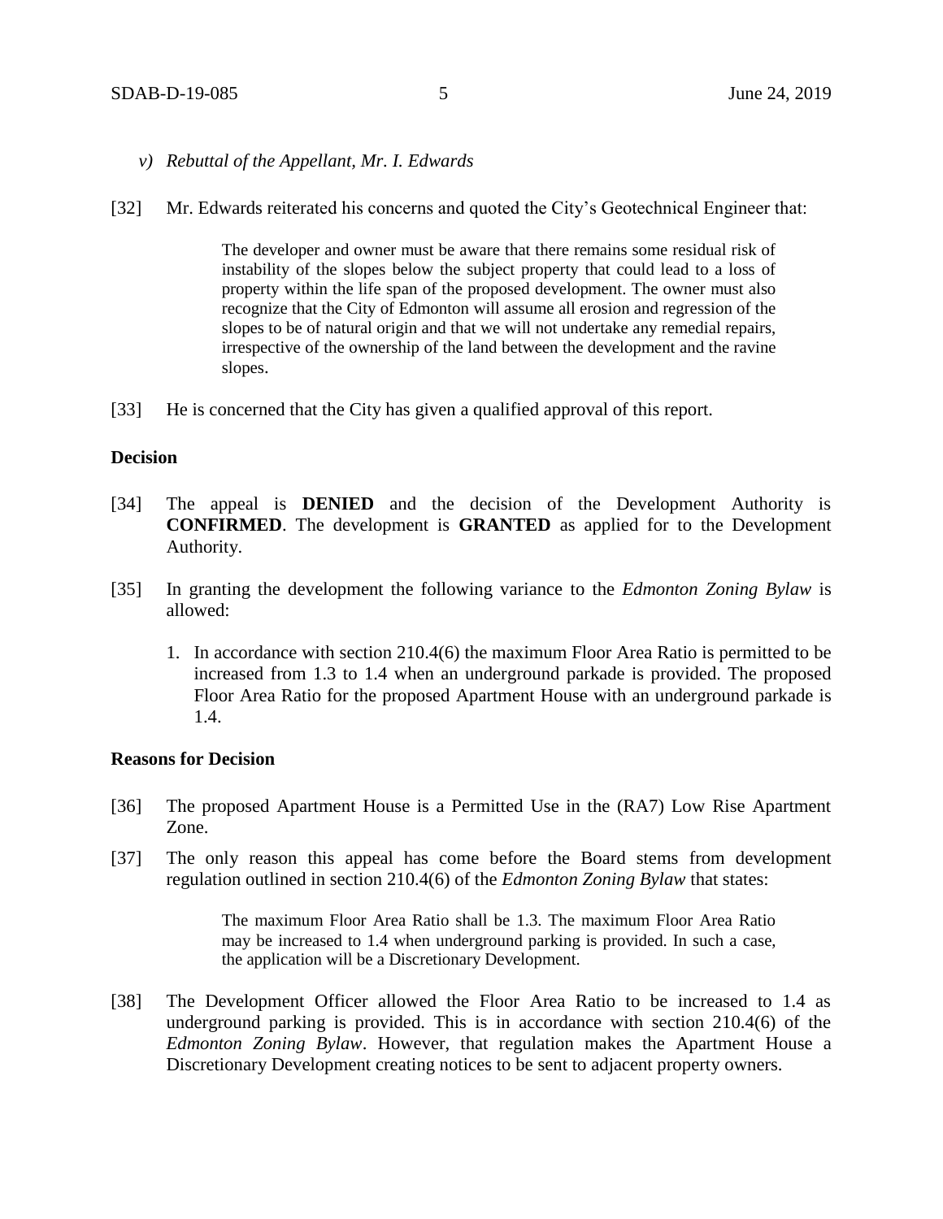*v) Rebuttal of the Appellant, Mr. I. Edwards*

[32] Mr. Edwards reiterated his concerns and quoted the City's Geotechnical Engineer that:

> The developer and owner must be aware that there remains some residual risk of instability of the slopes below the subject property that could lead to a loss of property within the life span of the proposed development. The owner must also recognize that the City of Edmonton will assume all erosion and regression of the slopes to be of natural origin and that we will not undertake any remedial repairs, irrespective of the ownership of the land between the development and the ravine slopes.

[33] He is concerned that the City has given a qualified approval of this report.

**Decision**

[34] The appeal is **DENIED** and the decision of the Development Authority is **CONFIRMED**. The development is **GRANTED** as applied for to the Development Authority.

[35] In granting the development the following variance to the *Edmonton Zoning Bylaw* is allowed:

1. In accordance with section 210.4(6) the maximum Floor Area Ratio is permitted to be increased from 1.3 to 1.4 when an underground parkade is provided. The proposed Floor Area Ratio for the proposed Apartment House with an underground parkade is 1.4.

**Reasons for Decision**

[36] The proposed Apartment House is a Permitted Use in the (RA7) Low Rise Apartment Zone.

[37] The only reason this appeal has come before the Board stems from development regulation outlined in section 210.4(6) of the *Edmonton Zoning Bylaw* that states:

> The maximum Floor Area Ratio shall be 1.3. The maximum Floor Area Ratio may be increased to 1.4 when underground parking is provided. In such a case, the application will be a Discretionary Development.

[38] The Development Officer allowed the Floor Area Ratio to be increased to 1.4 as underground parking is provided. This is in accordance with section 210.4(6) of the *Edmonton Zoning Bylaw*. However, that regulation makes the Apartment House a Discretionary Development creating notices to be sent to adjacent property owners.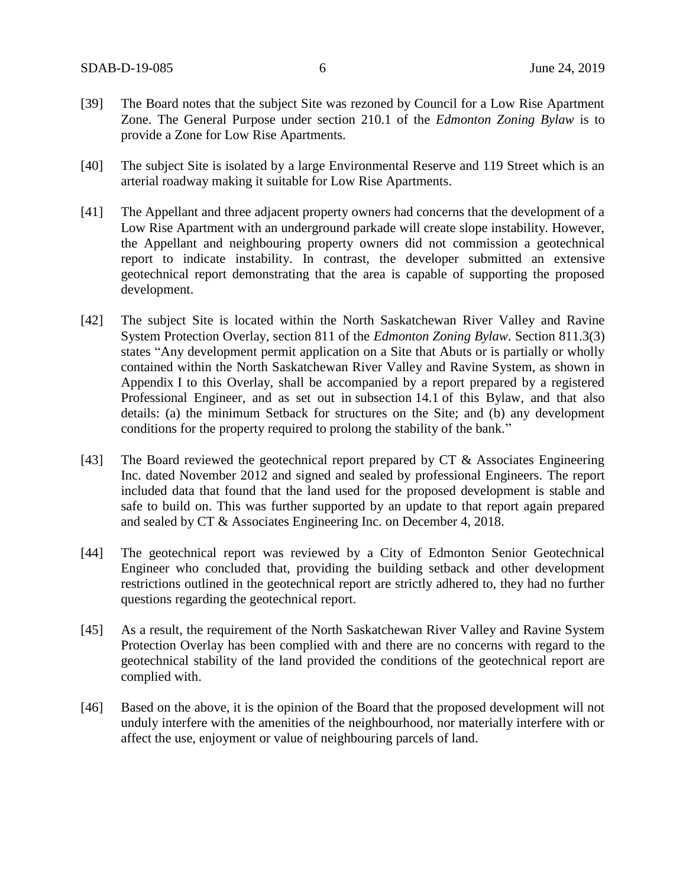[39] The Board notes that the subject Site was rezoned by Council for a Low Rise Apartment Zone. The General Purpose under section 210.1 of the *Edmonton Zoning Bylaw* is to provide a Zone for Low Rise Apartments.

[40] The subject Site is isolated by a large Environmental Reserve and 119 Street which is an arterial roadway making it suitable for Low Rise Apartments.

[41] The Appellant and three adjacent property owners had concerns that the development of a Low Rise Apartment with an underground parkade will create slope instability. However, the Appellant and neighbouring property owners did not commission a geotechnical report to indicate instability. In contrast, the developer submitted an extensive geotechnical report demonstrating that the area is capable of supporting the proposed development.

[42] The subject Site is located within the North Saskatchewan River Valley and Ravine System Protection Overlay, section 811 of the *Edmonton Zoning Bylaw*. Section 811.3(3) states "Any development permit application on a Site that Abuts or is partially or wholly contained within the North Saskatchewan River Valley and Ravine System, as shown in Appendix I to this Overlay, shall be accompanied by a report prepared by a registered Professional Engineer, and as set out in subsection 14.1 of this Bylaw, and that also details: (a) the minimum Setback for structures on the Site; and (b) any development conditions for the property required to prolong the stability of the bank."

[43] The Board reviewed the geotechnical report prepared by CT & Associates Engineering Inc. dated November 2012 and signed and sealed by professional Engineers. The report included data that found that the land used for the proposed development is stable and safe to build on. This was further supported by an update to that report again prepared and sealed by CT & Associates Engineering Inc. on December 4, 2018.

[44] The geotechnical report was reviewed by a City of Edmonton Senior Geotechnical Engineer who concluded that, providing the building setback and other development restrictions outlined in the geotechnical report are strictly adhered to, they had no further questions regarding the geotechnical report.

[45] As a result, the requirement of the North Saskatchewan River Valley and Ravine System Protection Overlay has been complied with and there are no concerns with regard to the geotechnical stability of the land provided the conditions of the geotechnical report are complied with.

[46] Based on the above, it is the opinion of the Board that the proposed development will not unduly interfere with the amenities of the neighbourhood, nor materially interfere with or affect the use, enjoyment or value of neighbouring parcels of land.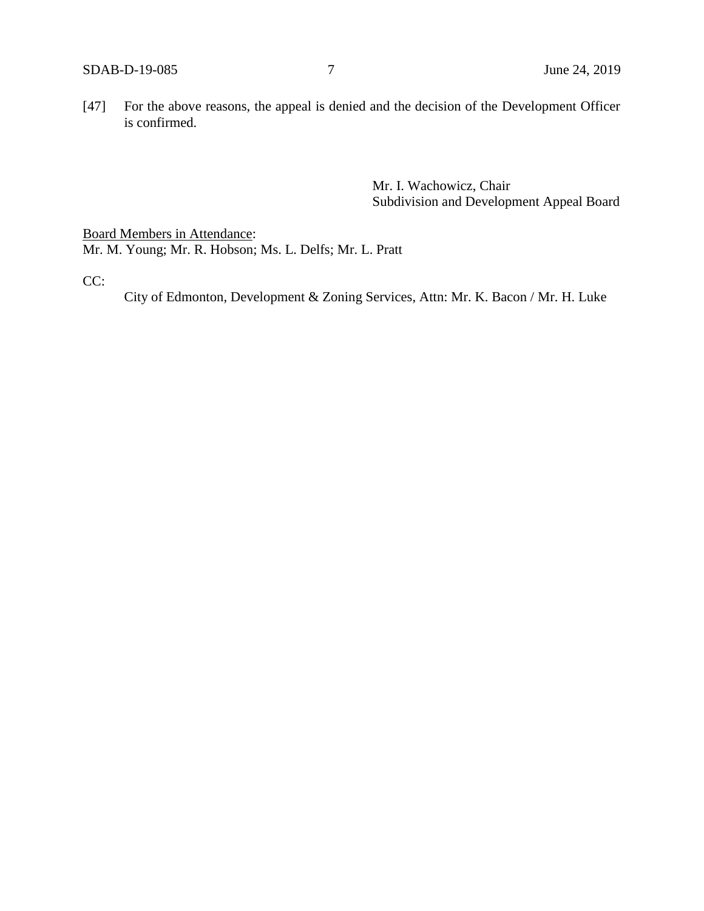[47] For the above reasons, the appeal is denied and the decision of the Development Officer is confirmed.

Mr. I. Wachowicz, Chair
Subdivision and Development Appeal Board

Board Members in Attendance:
Mr. M. Young; Mr. R. Hobson; Ms. L. Delfs; Mr. L. Pratt

CC:

City of Edmonton, Development & Zoning Services, Attn: Mr. K. Bacon / Mr. H. Luke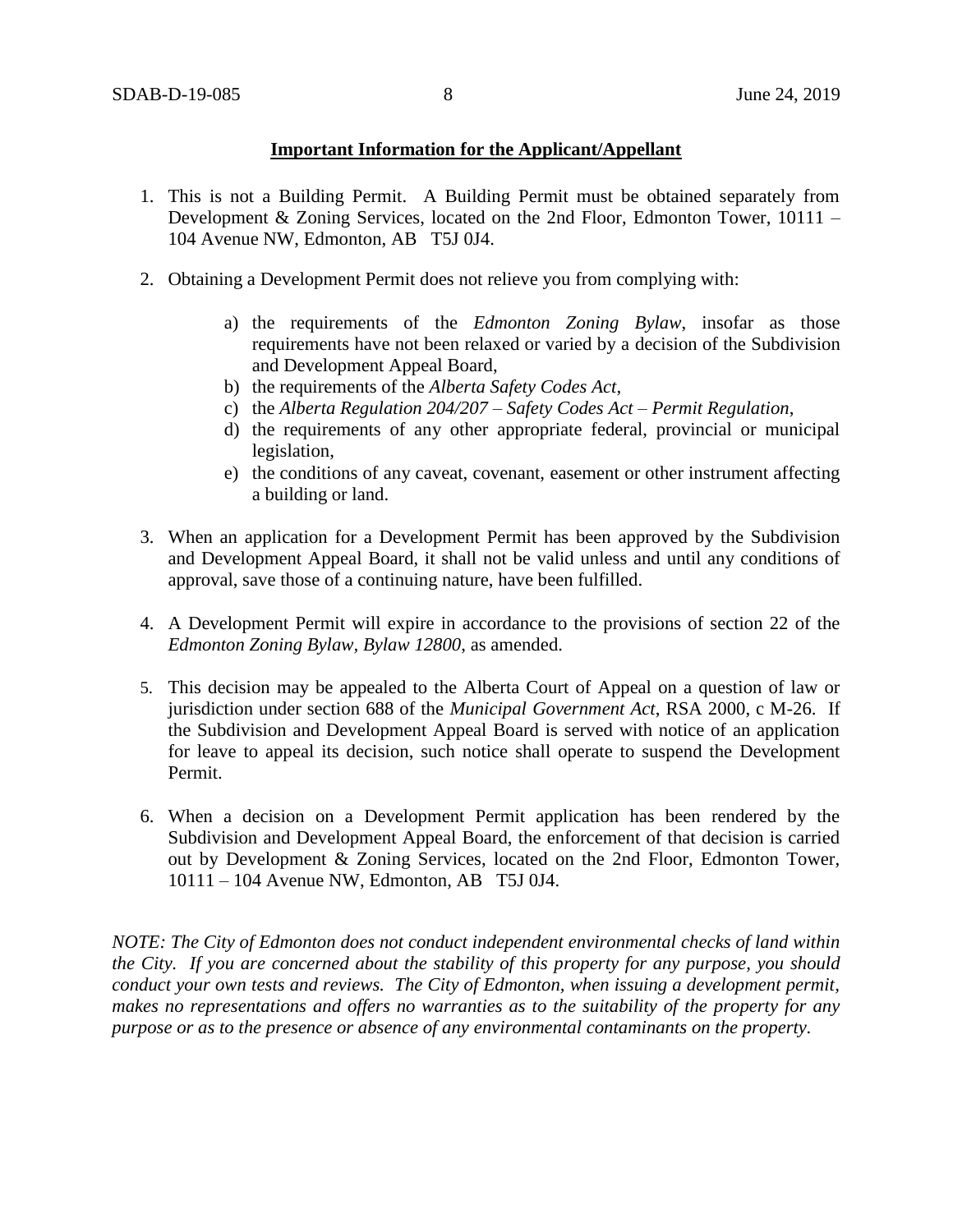**Important Information for the Applicant/Appellant**

1. This is not a Building Permit. A Building Permit must be obtained separately from Development & Zoning Services, located on the 2nd Floor, Edmonton Tower, 10111 – 104 Avenue NW, Edmonton, AB T5J 0J4.

2. Obtaining a Development Permit does not relieve you from complying with:

   a) the requirements of the *Edmonton Zoning Bylaw*, insofar as those requirements have not been relaxed or varied by a decision of the Subdivision and Development Appeal Board,
   b) the requirements of the *Alberta Safety Codes Act*,
   c) the *Alberta Regulation 204/207 – Safety Codes Act – Permit Regulation*,
   d) the requirements of any other appropriate federal, provincial or municipal legislation,
   e) the conditions of any caveat, covenant, easement or other instrument affecting a building or land.

3. When an application for a Development Permit has been approved by the Subdivision and Development Appeal Board, it shall not be valid unless and until any conditions of approval, save those of a continuing nature, have been fulfilled.

4. A Development Permit will expire in accordance to the provisions of section 22 of the *Edmonton Zoning Bylaw, Bylaw 12800*, as amended.

5. This decision may be appealed to the Alberta Court of Appeal on a question of law or jurisdiction under section 688 of the *Municipal Government Act*, RSA 2000, c M-26. If the Subdivision and Development Appeal Board is served with notice of an application for leave to appeal its decision, such notice shall operate to suspend the Development Permit.

6. When a decision on a Development Permit application has been rendered by the Subdivision and Development Appeal Board, the enforcement of that decision is carried out by Development & Zoning Services, located on the 2nd Floor, Edmonton Tower, 10111 – 104 Avenue NW, Edmonton, AB T5J 0J4.

*NOTE: The City of Edmonton does not conduct independent environmental checks of land within the City. If you are concerned about the stability of this property for any purpose, you should conduct your own tests and reviews. The City of Edmonton, when issuing a development permit, makes no representations and offers no warranties as to the suitability of the property for any purpose or as to the presence or absence of any environmental contaminants on the property.*